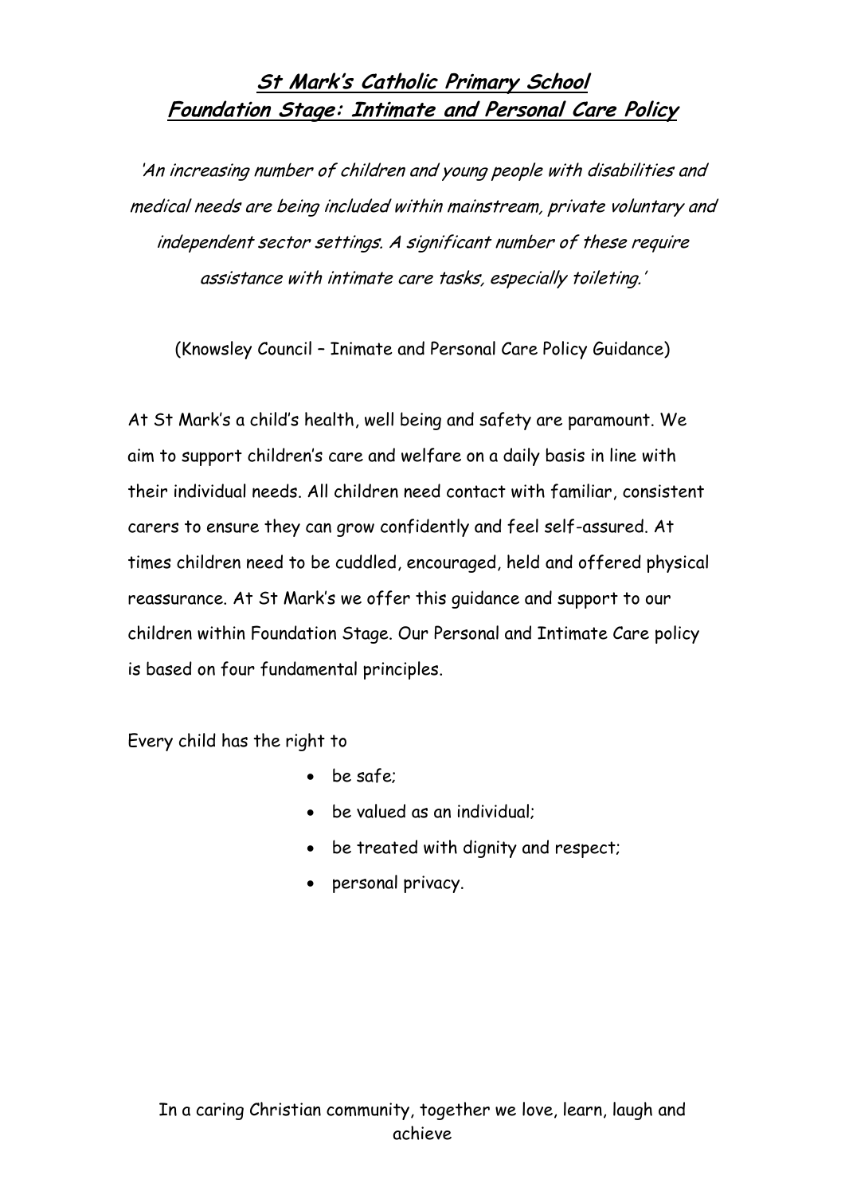# St Mark's Catholic Primary School
## Foundation Stage: Intimate and Personal Care Policy

*'An increasing number of children and young people with disabilities and medical needs are being included within mainstream, private voluntary and independent sector settings. A significant number of these require assistance with intimate care tasks, especially toileting.'*

(Knowsley Council – Inimate and Personal Care Policy Guidance)

At St Mark's a child's health, well being and safety are paramount. We aim to support children's care and welfare on a daily basis in line with their individual needs. All children need contact with familiar, consistent carers to ensure they can grow confidently and feel self-assured. At times children need to be cuddled, encouraged, held and offered physical reassurance. At St Mark's we offer this guidance and support to our children within Foundation Stage. Our Personal and Intimate Care policy is based on four fundamental principles.

Every child has the right to

- be safe;
- be valued as an individual;
- be treated with dignity and respect;
- personal privacy.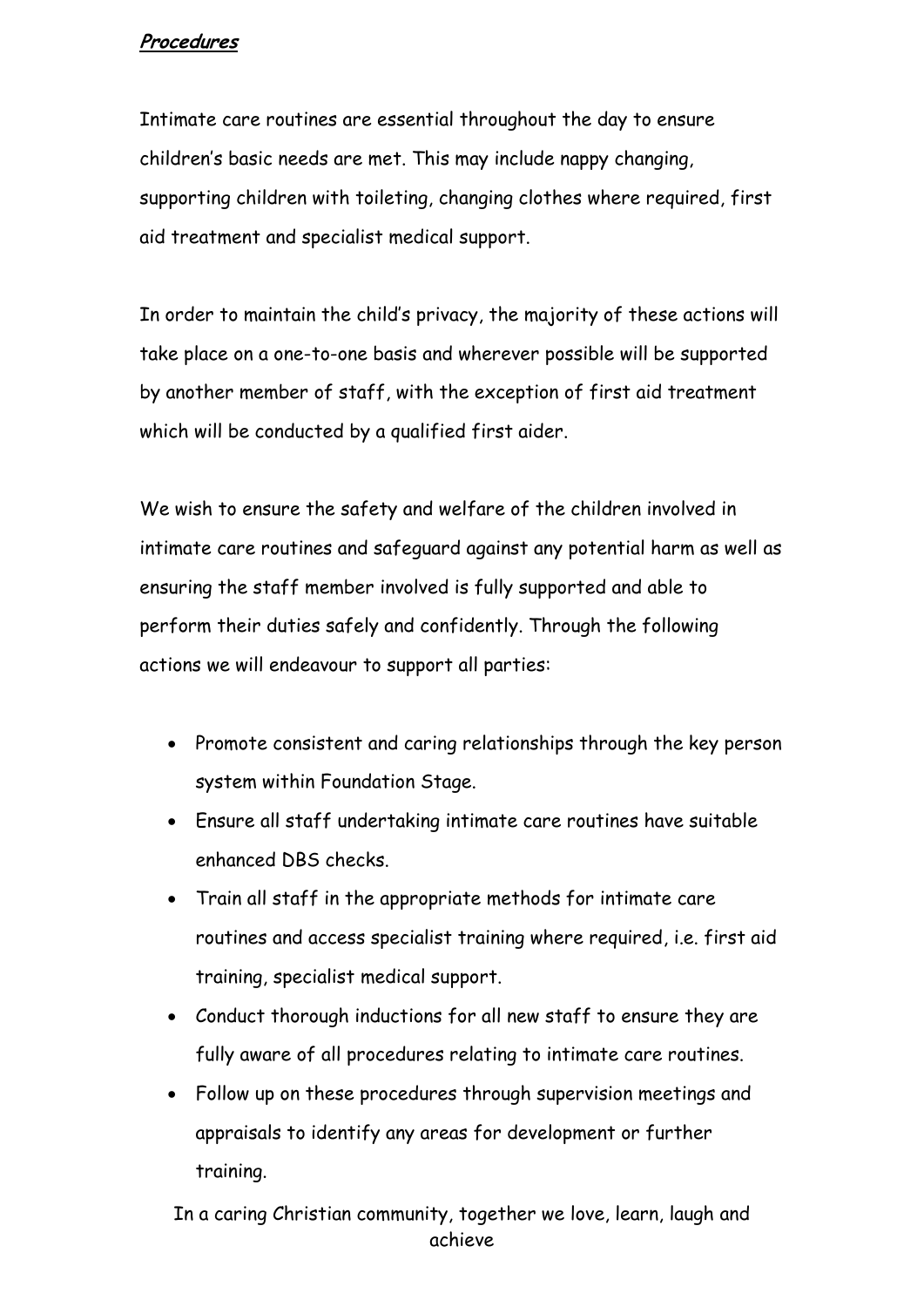***Procedures***

Intimate care routines are essential throughout the day to ensure children's basic needs are met. This may include nappy changing, supporting children with toileting, changing clothes where required, first aid treatment and specialist medical support.

In order to maintain the child's privacy, the majority of these actions will take place on a one-to-one basis and wherever possible will be supported by another member of staff, with the exception of first aid treatment which will be conducted by a qualified first aider.

We wish to ensure the safety and welfare of the children involved in intimate care routines and safeguard against any potential harm as well as ensuring the staff member involved is fully supported and able to perform their duties safely and confidently. Through the following actions we will endeavour to support all parties:

- Promote consistent and caring relationships through the key person system within Foundation Stage.
- Ensure all staff undertaking intimate care routines have suitable enhanced DBS checks.
- Train all staff in the appropriate methods for intimate care routines and access specialist training where required, i.e. first aid training, specialist medical support.
- Conduct thorough inductions for all new staff to ensure they are fully aware of all procedures relating to intimate care routines.
- Follow up on these procedures through supervision meetings and appraisals to identify any areas for development or further training.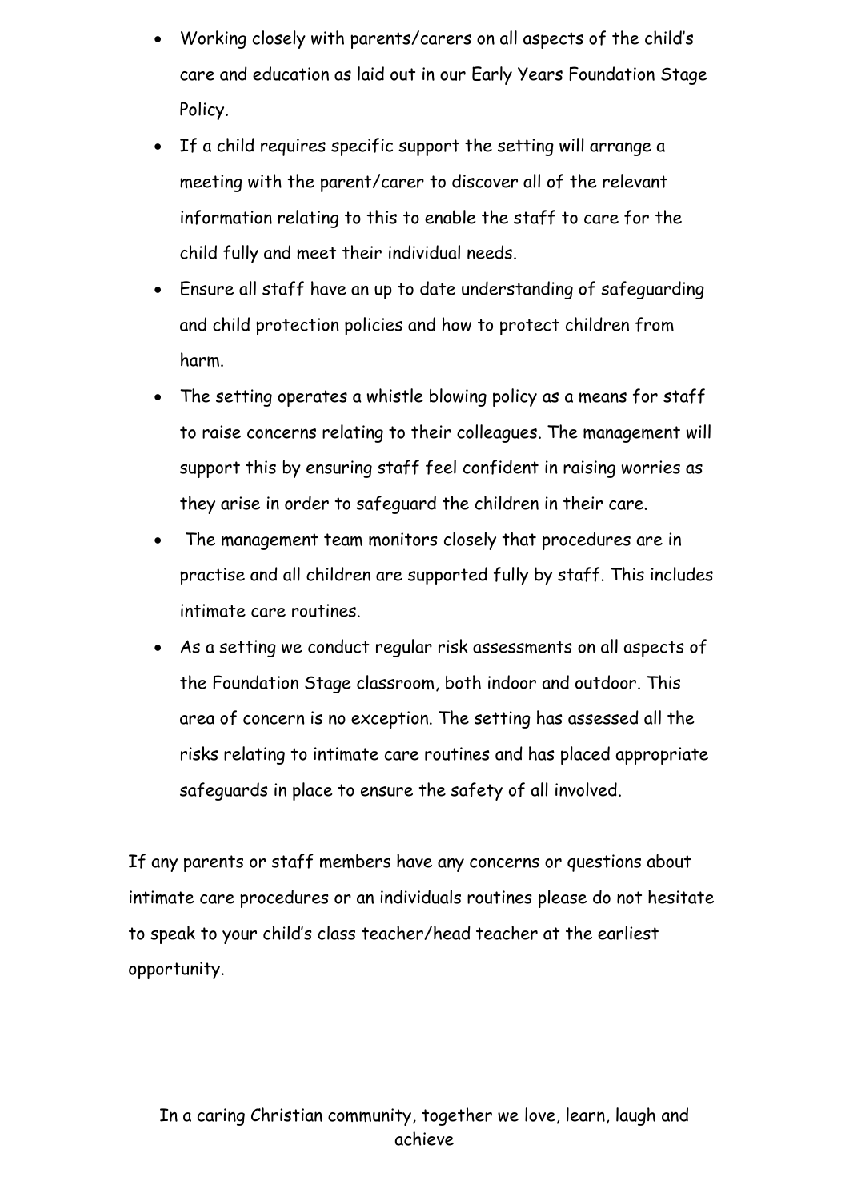- Working closely with parents/carers on all aspects of the child's care and education as laid out in our Early Years Foundation Stage Policy.
- If a child requires specific support the setting will arrange a meeting with the parent/carer to discover all of the relevant information relating to this to enable the staff to care for the child fully and meet their individual needs.
- Ensure all staff have an up to date understanding of safeguarding and child protection policies and how to protect children from harm.
- The setting operates a whistle blowing policy as a means for staff to raise concerns relating to their colleagues. The management will support this by ensuring staff feel confident in raising worries as they arise in order to safeguard the children in their care.
- The management team monitors closely that procedures are in practise and all children are supported fully by staff. This includes intimate care routines.
- As a setting we conduct regular risk assessments on all aspects of the Foundation Stage classroom, both indoor and outdoor. This area of concern is no exception. The setting has assessed all the risks relating to intimate care routines and has placed appropriate safeguards in place to ensure the safety of all involved.

If any parents or staff members have any concerns or questions about intimate care procedures or an individuals routines please do not hesitate to speak to your child's class teacher/head teacher at the earliest opportunity.